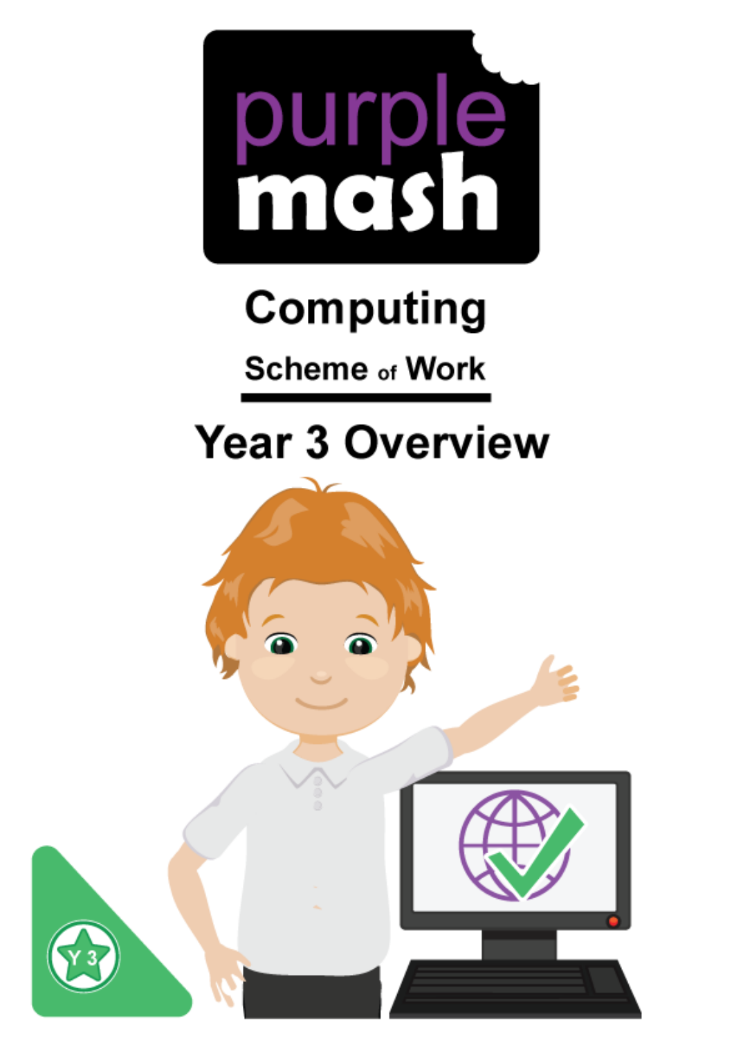# purple mash

## Computing

### Scheme of Work

## Year 3 Overview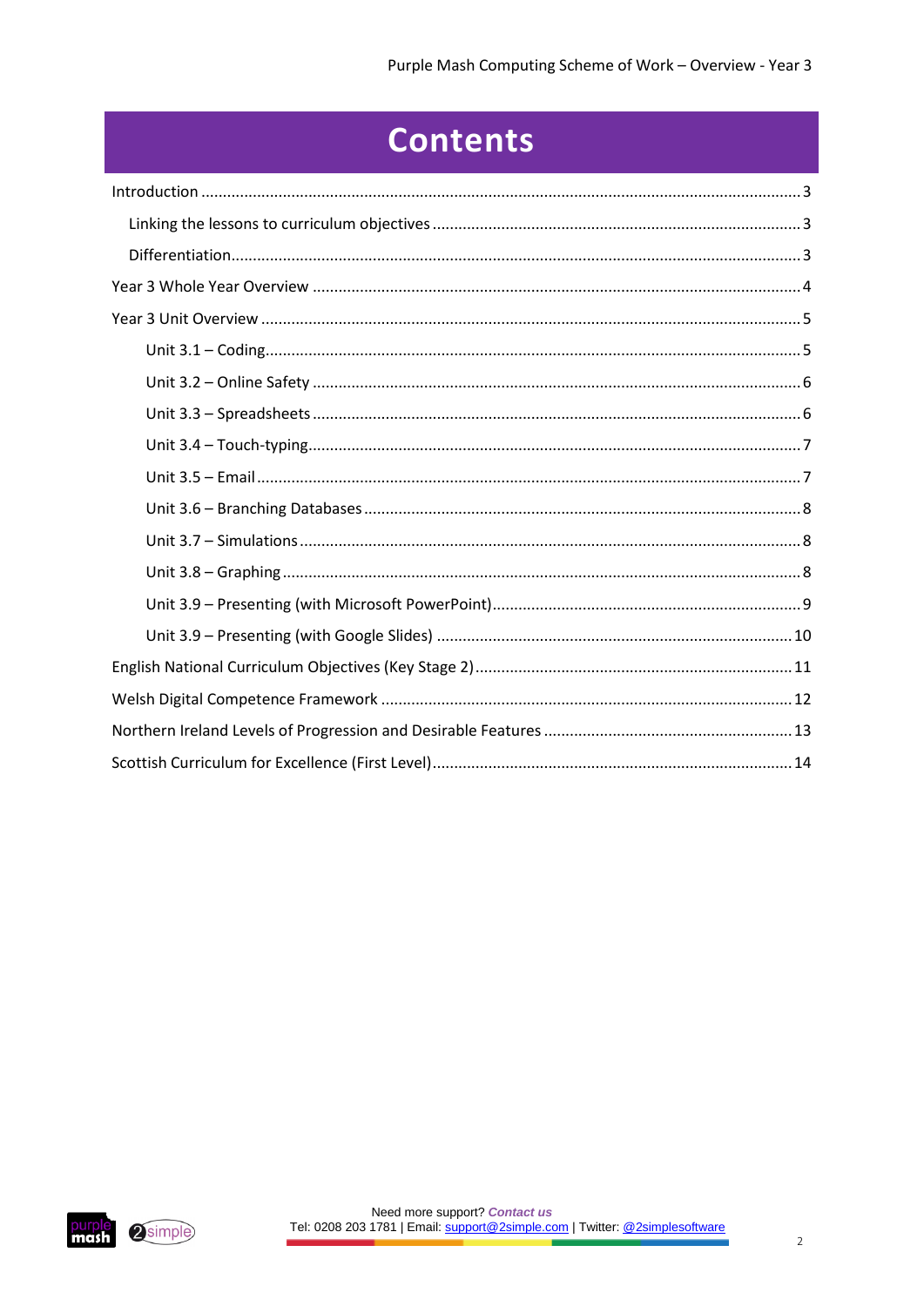# Contents

- Introduction ... 3
  - Linking the lessons to curriculum objectives ... 3
  - Differentiation ... 3
- Year 3 Whole Year Overview ... 4
- Year 3 Unit Overview ... 5
  - Unit 3.1 – Coding ... 5
  - Unit 3.2 – Online Safety ... 6
  - Unit 3.3 – Spreadsheets ... 6
  - Unit 3.4 – Touch-typing ... 7
  - Unit 3.5 – Email ... 7
  - Unit 3.6 – Branching Databases ... 8
  - Unit 3.7 – Simulations ... 8
  - Unit 3.8 – Graphing ... 8
  - Unit 3.9 – Presenting (with Microsoft PowerPoint) ... 9
  - Unit 3.9 – Presenting (with Google Slides) ... 10
- English National Curriculum Objectives (Key Stage 2) ... 11
- Welsh Digital Competence Framework ... 12
- Northern Ireland Levels of Progression and Desirable Features ... 13
- Scottish Curriculum for Excellence (First Level) ... 14

Need more support? *Contact us*
Tel: 0208 203 1781 | Email: support@2simple.com | Twitter: @2simplesoftware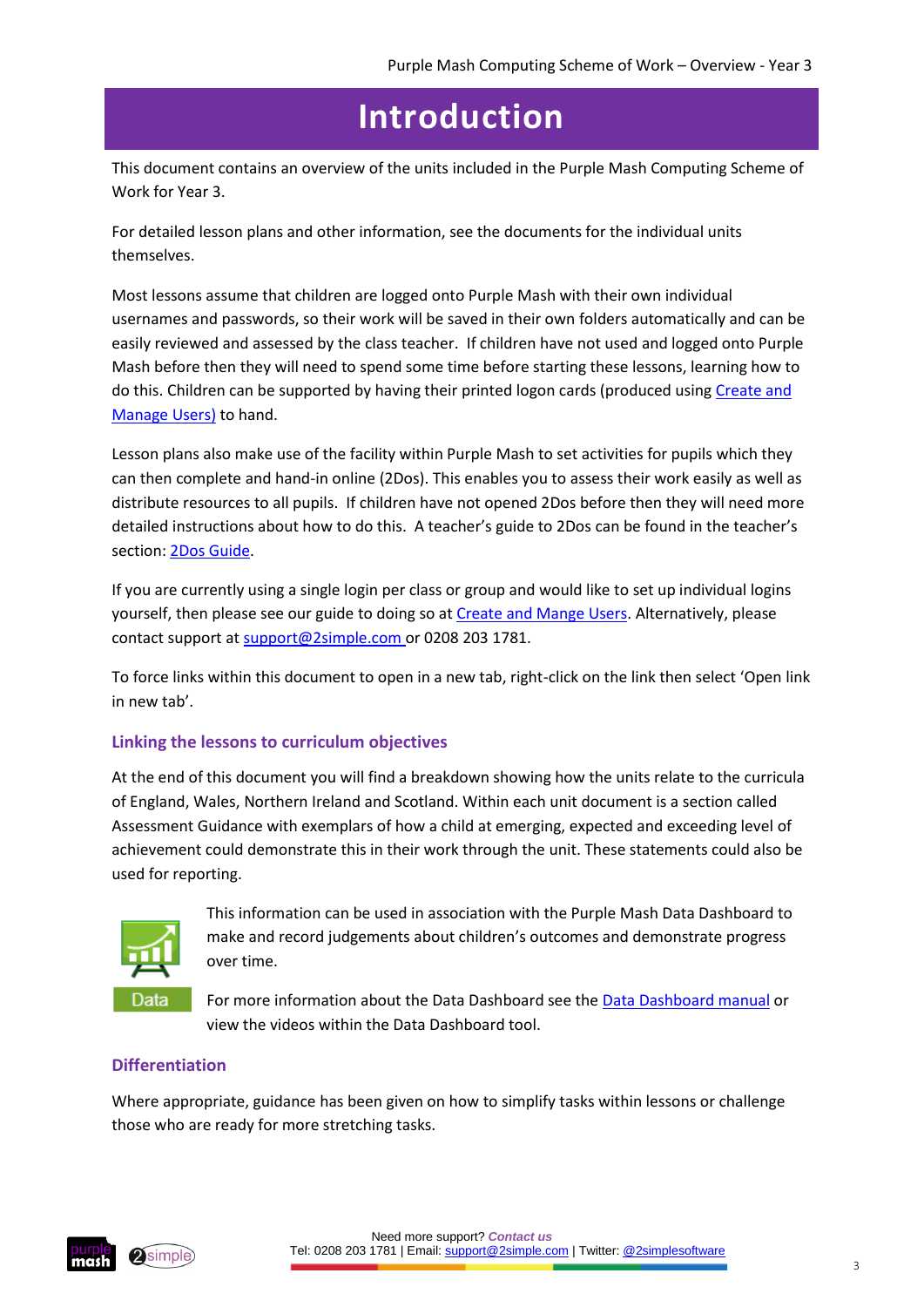# Introduction

This document contains an overview of the units included in the Purple Mash Computing Scheme of Work for Year 3.

For detailed lesson plans and other information, see the documents for the individual units themselves.

Most lessons assume that children are logged onto Purple Mash with their own individual usernames and passwords, so their work will be saved in their own folders automatically and can be easily reviewed and assessed by the class teacher. If children have not used and logged onto Purple Mash before then they will need to spend some time before starting these lessons, learning how to do this. Children can be supported by having their printed logon cards (produced using Create and Manage Users) to hand.

Lesson plans also make use of the facility within Purple Mash to set activities for pupils which they can then complete and hand-in online (2Dos). This enables you to assess their work easily as well as distribute resources to all pupils. If children have not opened 2Dos before then they will need more detailed instructions about how to do this. A teacher's guide to 2Dos can be found in the teacher's section: 2Dos Guide.

If you are currently using a single login per class or group and would like to set up individual logins yourself, then please see our guide to doing so at Create and Mange Users. Alternatively, please contact support at support@2simple.com or 0208 203 1781.

To force links within this document to open in a new tab, right-click on the link then select 'Open link in new tab'.

### Linking the lessons to curriculum objectives

At the end of this document you will find a breakdown showing how the units relate to the curricula of England, Wales, Northern Ireland and Scotland. Within each unit document is a section called Assessment Guidance with exemplars of how a child at emerging, expected and exceeding level of achievement could demonstrate this in their work through the unit. These statements could also be used for reporting.

This information can be used in association with the Purple Mash Data Dashboard to make and record judgements about children's outcomes and demonstrate progress over time.

For more information about the Data Dashboard see the Data Dashboard manual or view the videos within the Data Dashboard tool.

### Differentiation

Where appropriate, guidance has been given on how to simplify tasks within lessons or challenge those who are ready for more stretching tasks.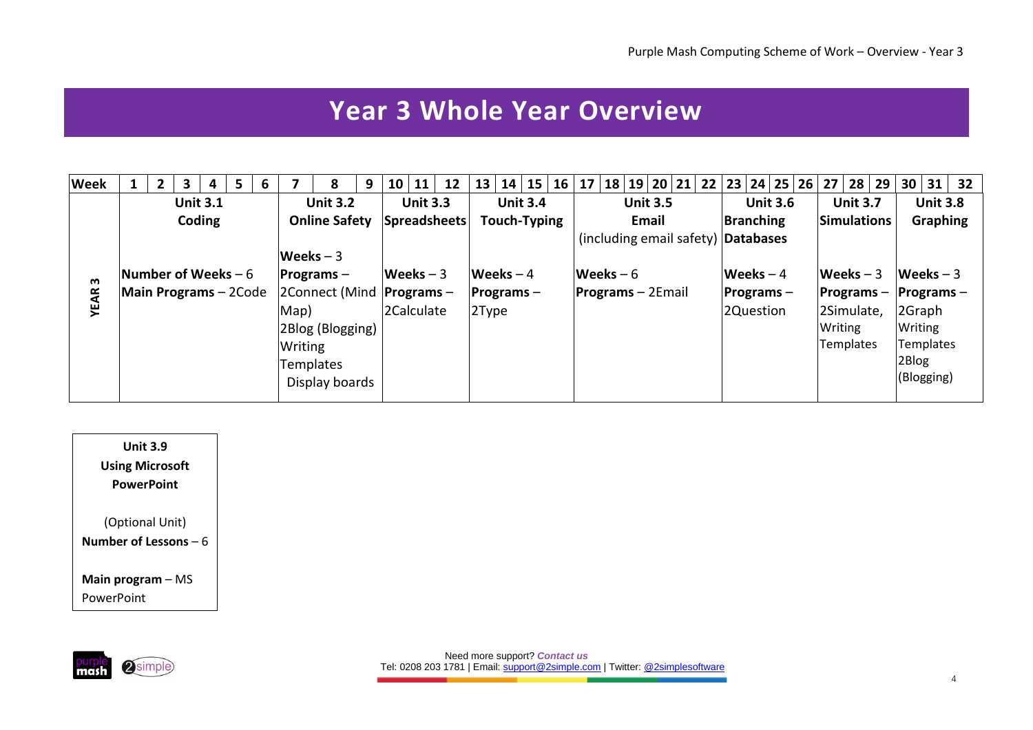# Year 3 Whole Year Overview

| Week | 1–6 | 7–9 | 10–12 | 13–16 | 17–22 | 23–26 | 27–29 | 30–32 |
|---|---|---|---|---|---|---|---|---|
| **YEAR 3** | **Unit 3.1 Coding**<br><br>**Number of Weeks** – 6<br>**Main Programs** – 2Code | **Unit 3.2 Online Safety**<br><br>**Weeks** – 3<br>**Programs** – 2Connect (Mind Map)<br>2Blog (Blogging)<br>Writing Templates<br>Display boards | **Unit 3.3 Spreadsheets**<br><br>**Weeks** – 3<br>**Programs** – 2Calculate | **Unit 3.4 Touch-Typing**<br><br>**Weeks** – 4<br>**Programs** – 2Type | **Unit 3.5 Email** (including email safety)<br><br>**Weeks** – 6<br>**Programs** – 2Email | **Unit 3.6 Branching Databases**<br><br>**Weeks** – 4<br>**Programs** – 2Question | **Unit 3.7 Simulations**<br><br>**Weeks** – 3<br>**Programs** – 2Simulate, Writing Templates | **Unit 3.8 Graphing**<br><br>**Weeks** – 3<br>**Programs** – 2Graph<br>Writing Templates<br>2Blog (Blogging) |

| **Unit 3.9 Using Microsoft PowerPoint** |
|---|
| (Optional Unit)<br>**Number of Lessons** – 6<br><br>**Main program** – MS PowerPoint |

Need more support? *Contact us*
Tel: 0208 203 1781 | Email: support@2simple.com | Twitter: @2simplesoftware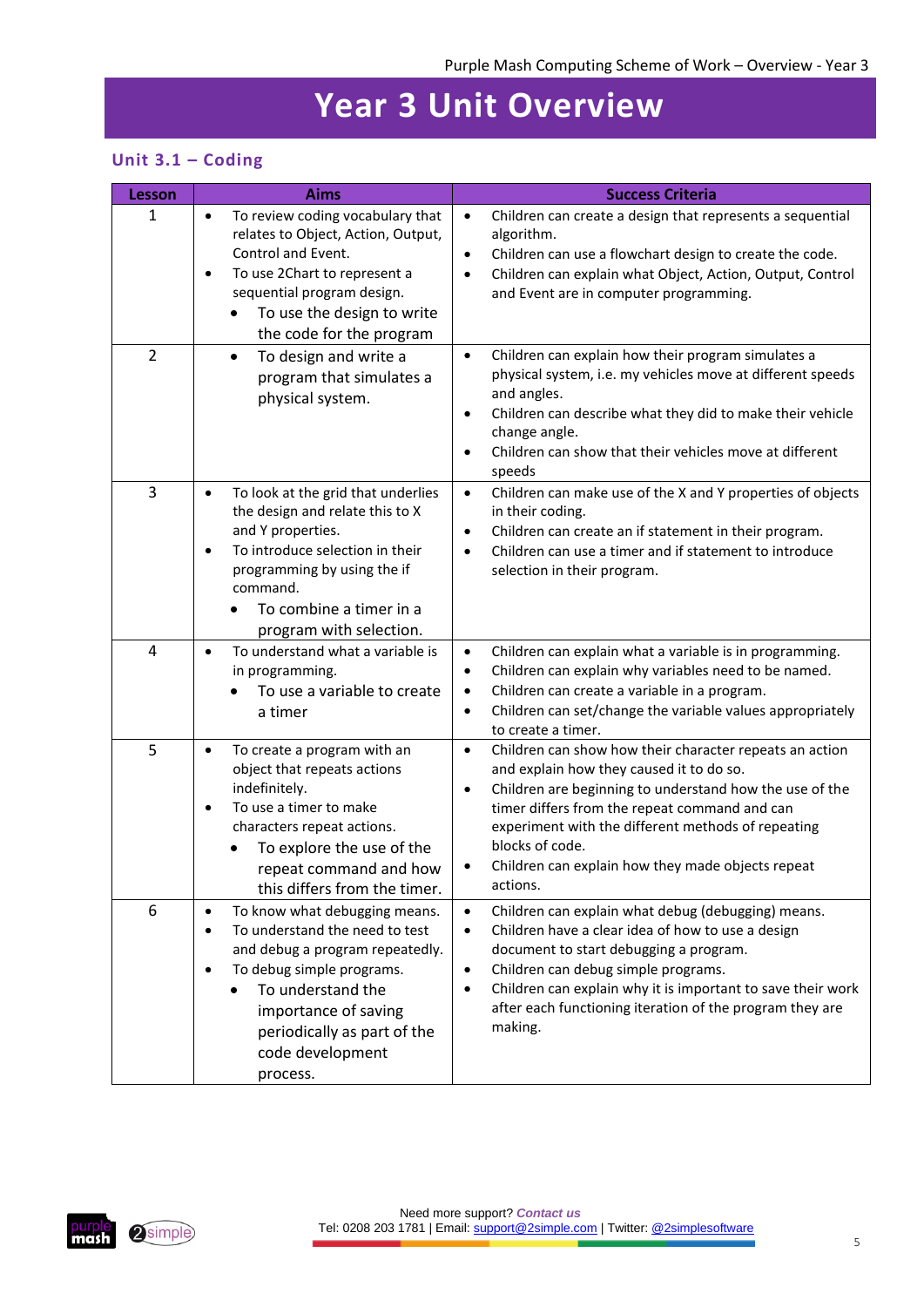# Year 3 Unit Overview

## Unit 3.1 – Coding

| Lesson | Aims | Success Criteria |
|---|---|---|
| 1 | • To review coding vocabulary that relates to Object, Action, Output, Control and Event.<br>• To use 2Chart to represent a sequential program design.<br>• To use the design to write the code for the program | • Children can create a design that represents a sequential algorithm.<br>• Children can use a flowchart design to create the code.<br>• Children can explain what Object, Action, Output, Control and Event are in computer programming. |
| 2 | • To design and write a program that simulates a physical system. | • Children can explain how their program simulates a physical system, i.e. my vehicles move at different speeds and angles.<br>• Children can describe what they did to make their vehicle change angle.<br>• Children can show that their vehicles move at different speeds |
| 3 | • To look at the grid that underlies the design and relate this to X and Y properties.<br>• To introduce selection in their programming by using the if command.<br>• To combine a timer in a program with selection. | • Children can make use of the X and Y properties of objects in their coding.<br>• Children can create an if statement in their program.<br>• Children can use a timer and if statement to introduce selection in their program. |
| 4 | • To understand what a variable is in programming.<br>• To use a variable to create a timer | • Children can explain what a variable is in programming.<br>• Children can explain why variables need to be named.<br>• Children can create a variable in a program.<br>• Children can set/change the variable values appropriately to create a timer. |
| 5 | • To create a program with an object that repeats actions indefinitely.<br>• To use a timer to make characters repeat actions.<br>• To explore the use of the repeat command and how this differs from the timer. | • Children can show how their character repeats an action and explain how they caused it to do so.<br>• Children are beginning to understand how the use of the timer differs from the repeat command and can experiment with the different methods of repeating blocks of code.<br>• Children can explain how they made objects repeat actions. |
| 6 | • To know what debugging means.<br>• To understand the need to test and debug a program repeatedly.<br>• To debug simple programs.<br>• To understand the importance of saving periodically as part of the code development process. | • Children can explain what debug (debugging) means.<br>• Children have a clear idea of how to use a design document to start debugging a program.<br>• Children can debug simple programs.<br>• Children can explain why it is important to save their work after each functioning iteration of the program they are making. |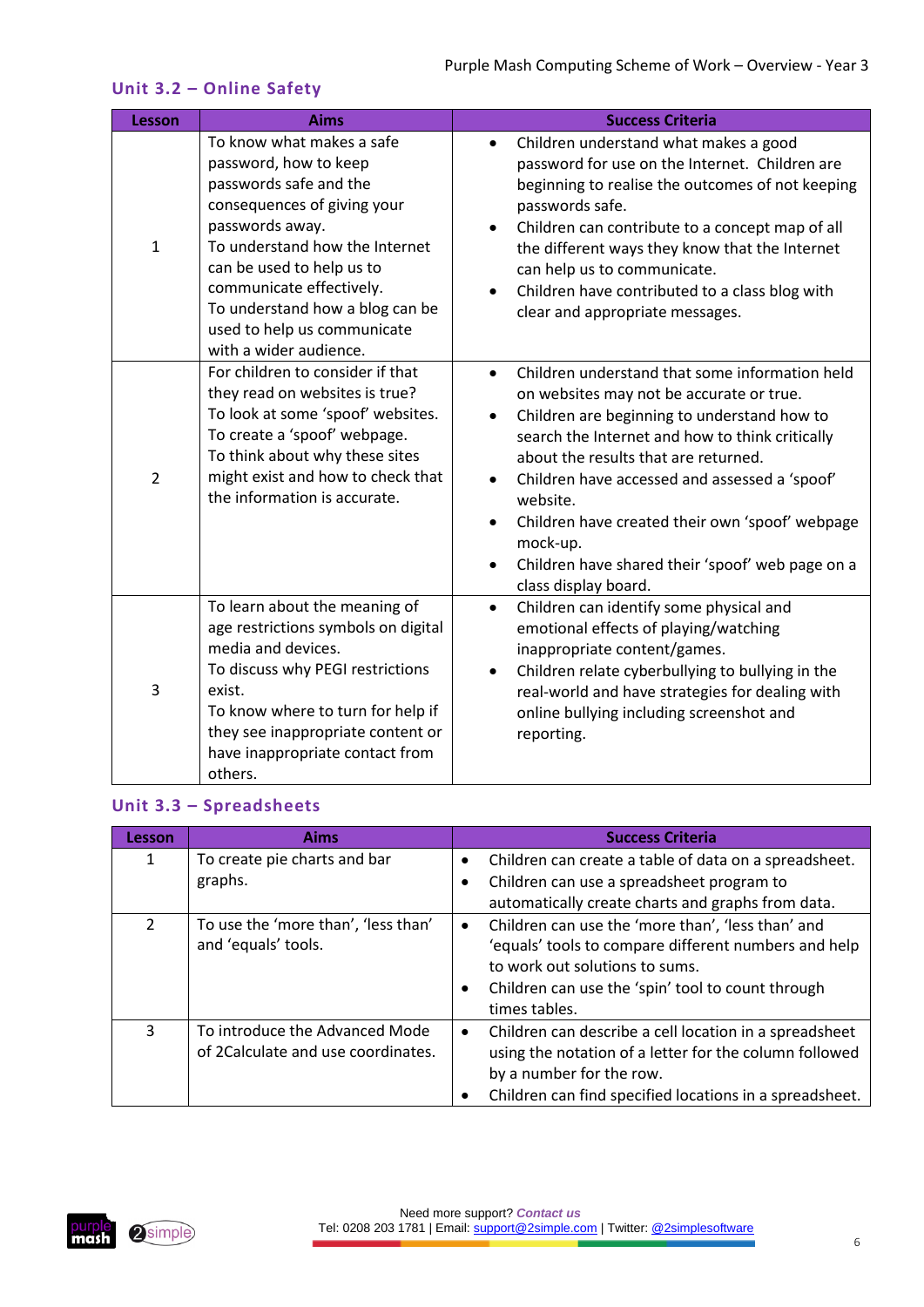## Unit 3.2 – Online Safety

| Lesson | Aims | Success Criteria |
| --- | --- | --- |
| 1 | To know what makes a safe password, how to keep passwords safe and the consequences of giving your passwords away.<br>To understand how the Internet can be used to help us to communicate effectively.<br>To understand how a blog can be used to help us communicate with a wider audience. | • Children understand what makes a good password for use on the Internet. Children are beginning to realise the outcomes of not keeping passwords safe.<br>• Children can contribute to a concept map of all the different ways they know that the Internet can help us to communicate.<br>• Children have contributed to a class blog with clear and appropriate messages. |
| 2 | For children to consider if that they read on websites is true?<br>To look at some 'spoof' websites.<br>To create a 'spoof' webpage.<br>To think about why these sites might exist and how to check that the information is accurate. | • Children understand that some information held on websites may not be accurate or true.<br>• Children are beginning to understand how to search the Internet and how to think critically about the results that are returned.<br>• Children have accessed and assessed a 'spoof' website.<br>• Children have created their own 'spoof' webpage mock-up.<br>• Children have shared their 'spoof' web page on a class display board. |
| 3 | To learn about the meaning of age restrictions symbols on digital media and devices.<br>To discuss why PEGI restrictions exist.<br>To know where to turn for help if they see inappropriate content or have inappropriate contact from others. | • Children can identify some physical and emotional effects of playing/watching inappropriate content/games.<br>• Children relate cyberbullying to bullying in the real-world and have strategies for dealing with online bullying including screenshot and reporting. |

## Unit 3.3 – Spreadsheets

| Lesson | Aims | Success Criteria |
| --- | --- | --- |
| 1 | To create pie charts and bar graphs. | • Children can create a table of data on a spreadsheet.<br>• Children can use a spreadsheet program to automatically create charts and graphs from data. |
| 2 | To use the 'more than', 'less than' and 'equals' tools. | • Children can use the 'more than', 'less than' and 'equals' tools to compare different numbers and help to work out solutions to sums.<br>• Children can use the 'spin' tool to count through times tables. |
| 3 | To introduce the Advanced Mode of 2Calculate and use coordinates. | • Children can describe a cell location in a spreadsheet using the notation of a letter for the column followed by a number for the row.<br>• Children can find specified locations in a spreadsheet. |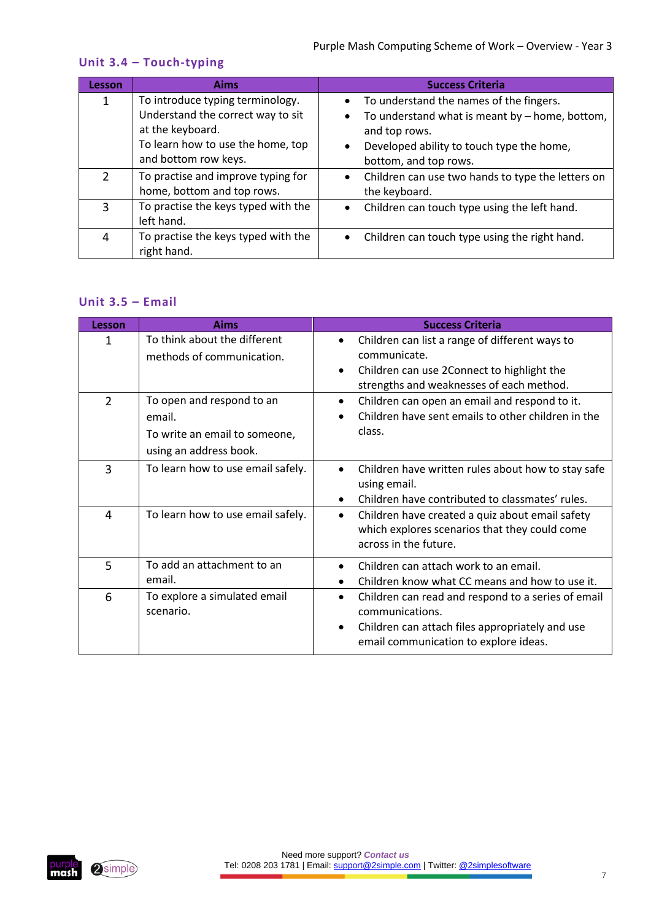## Unit 3.4 – Touch-typing

| Lesson | Aims | Success Criteria |
| --- | --- | --- |
| 1 | To introduce typing terminology. Understand the correct way to sit at the keyboard. To learn how to use the home, top and bottom row keys. | • To understand the names of the fingers. • To understand what is meant by – home, bottom, and top rows. • Developed ability to touch type the home, bottom, and top rows. |
| 2 | To practise and improve typing for home, bottom and top rows. | • Children can use two hands to type the letters on the keyboard. |
| 3 | To practise the keys typed with the left hand. | • Children can touch type using the left hand. |
| 4 | To practise the keys typed with the right hand. | • Children can touch type using the right hand. |

## Unit 3.5 – Email

| Lesson | Aims | Success Criteria |
| --- | --- | --- |
| 1 | To think about the different methods of communication. | • Children can list a range of different ways to communicate. • Children can use 2Connect to highlight the strengths and weaknesses of each method. |
| 2 | To open and respond to an email. To write an email to someone, using an address book. | • Children can open an email and respond to it. • Children have sent emails to other children in the class. |
| 3 | To learn how to use email safely. | • Children have written rules about how to stay safe using email. • Children have contributed to classmates' rules. |
| 4 | To learn how to use email safely. | • Children have created a quiz about email safety which explores scenarios that they could come across in the future. |
| 5 | To add an attachment to an email. | • Children can attach work to an email. • Children know what CC means and how to use it. |
| 6 | To explore a simulated email scenario. | • Children can read and respond to a series of email communications. • Children can attach files appropriately and use email communication to explore ideas. |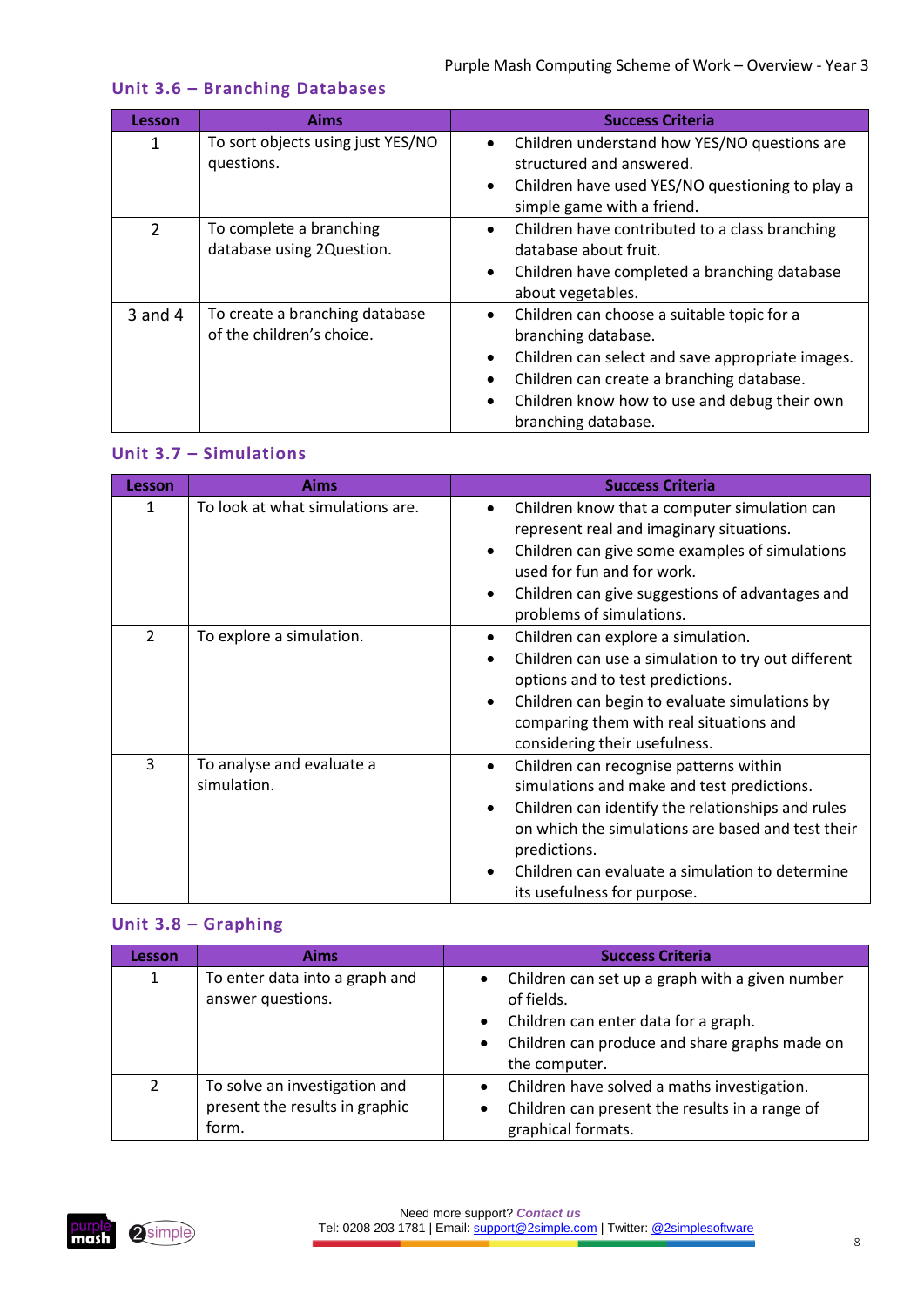## Unit 3.6 – Branching Databases

| Lesson | Aims | Success Criteria |
| --- | --- | --- |
| 1 | To sort objects using just YES/NO questions. | • Children understand how YES/NO questions are structured and answered.<br>• Children have used YES/NO questioning to play a simple game with a friend. |
| 2 | To complete a branching database using 2Question. | • Children have contributed to a class branching database about fruit.<br>• Children have completed a branching database about vegetables. |
| 3 and 4 | To create a branching database of the children's choice. | • Children can choose a suitable topic for a branching database.<br>• Children can select and save appropriate images.<br>• Children can create a branching database.<br>• Children know how to use and debug their own branching database. |

## Unit 3.7 – Simulations

| Lesson | Aims | Success Criteria |
| --- | --- | --- |
| 1 | To look at what simulations are. | • Children know that a computer simulation can represent real and imaginary situations.<br>• Children can give some examples of simulations used for fun and for work.<br>• Children can give suggestions of advantages and problems of simulations. |
| 2 | To explore a simulation. | • Children can explore a simulation.<br>• Children can use a simulation to try out different options and to test predictions.<br>• Children can begin to evaluate simulations by comparing them with real situations and considering their usefulness. |
| 3 | To analyse and evaluate a simulation. | • Children can recognise patterns within simulations and make and test predictions.<br>• Children can identify the relationships and rules on which the simulations are based and test their predictions.<br>• Children can evaluate a simulation to determine its usefulness for purpose. |

## Unit 3.8 – Graphing

| Lesson | Aims | Success Criteria |
| --- | --- | --- |
| 1 | To enter data into a graph and answer questions. | • Children can set up a graph with a given number of fields.<br>• Children can enter data for a graph.<br>• Children can produce and share graphs made on the computer. |
| 2 | To solve an investigation and present the results in graphic form. | • Children have solved a maths investigation.<br>• Children can present the results in a range of graphical formats. |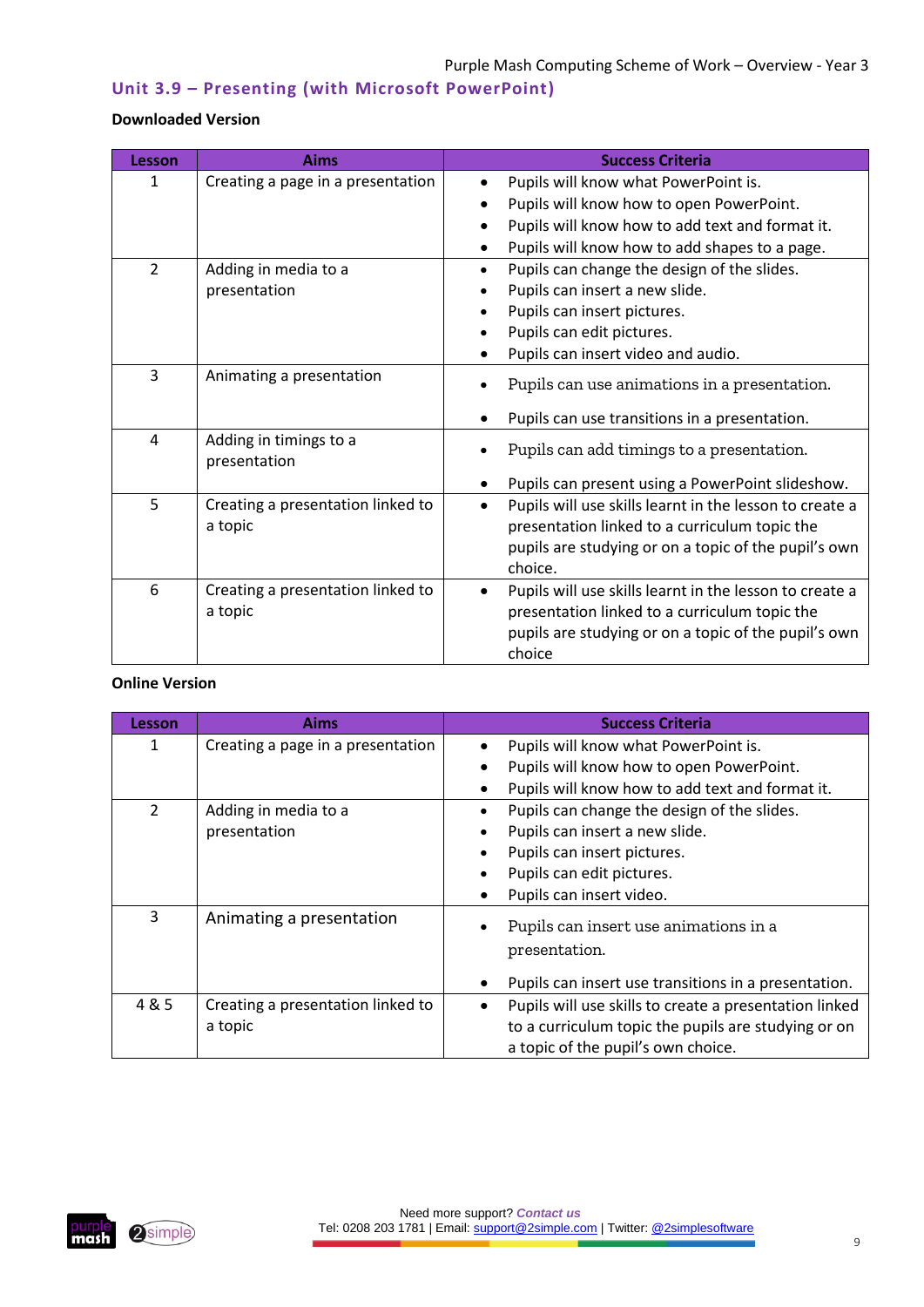## Unit 3.9 – Presenting (with Microsoft PowerPoint)

**Downloaded Version**

| Lesson | Aims | Success Criteria |
|---|---|---|
| 1 | Creating a page in a presentation | • Pupils will know what PowerPoint is.<br>• Pupils will know how to open PowerPoint.<br>• Pupils will know how to add text and format it.<br>• Pupils will know how to add shapes to a page. |
| 2 | Adding in media to a presentation | • Pupils can change the design of the slides.<br>• Pupils can insert a new slide.<br>• Pupils can insert pictures.<br>• Pupils can edit pictures.<br>• Pupils can insert video and audio. |
| 3 | Animating a presentation | • Pupils can use animations in a presentation.<br>• Pupils can use transitions in a presentation. |
| 4 | Adding in timings to a presentation | • Pupils can add timings to a presentation.<br>• Pupils can present using a PowerPoint slideshow. |
| 5 | Creating a presentation linked to a topic | • Pupils will use skills learnt in the lesson to create a presentation linked to a curriculum topic the pupils are studying or on a topic of the pupil's own choice. |
| 6 | Creating a presentation linked to a topic | • Pupils will use skills learnt in the lesson to create a presentation linked to a curriculum topic the pupils are studying or on a topic of the pupil's own choice |

**Online Version**

| Lesson | Aims | Success Criteria |
|---|---|---|
| 1 | Creating a page in a presentation | • Pupils will know what PowerPoint is.<br>• Pupils will know how to open PowerPoint.<br>• Pupils will know how to add text and format it. |
| 2 | Adding in media to a presentation | • Pupils can change the design of the slides.<br>• Pupils can insert a new slide.<br>• Pupils can insert pictures.<br>• Pupils can edit pictures.<br>• Pupils can insert video. |
| 3 | Animating a presentation | • Pupils can insert use animations in a presentation.<br>• Pupils can insert use transitions in a presentation. |
| 4 & 5 | Creating a presentation linked to a topic | • Pupils will use skills to create a presentation linked to a curriculum topic the pupils are studying or on a topic of the pupil's own choice. |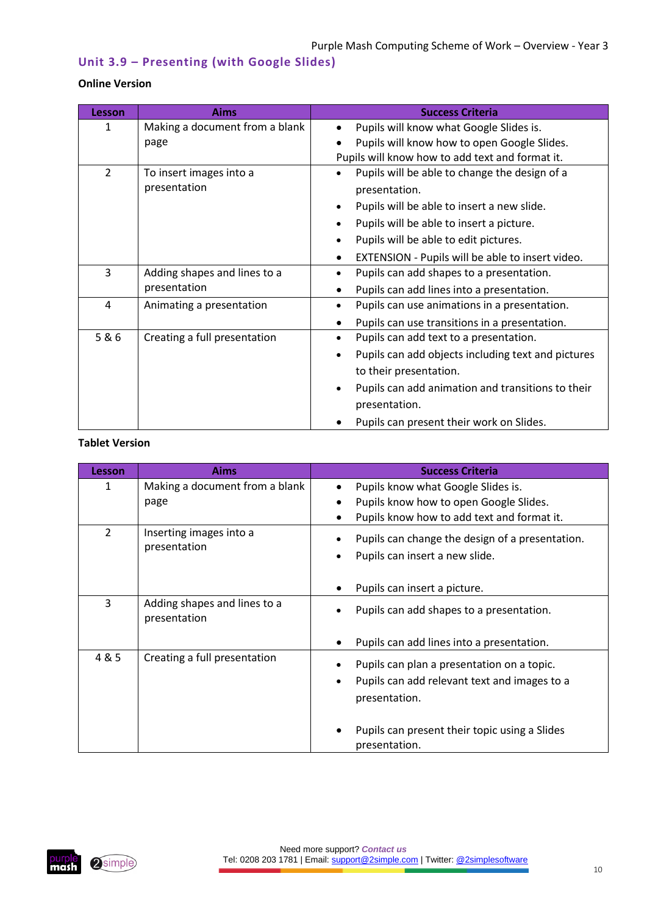## Unit 3.9 – Presenting (with Google Slides)

**Online Version**

| Lesson | Aims | Success Criteria |
|---|---|---|
| 1 | Making a document from a blank page | • Pupils will know what Google Slides is.<br>• Pupils will know how to open Google Slides.<br>Pupils will know how to add text and format it. |
| 2 | To insert images into a presentation | • Pupils will be able to change the design of a presentation.<br>• Pupils will be able to insert a new slide.<br>• Pupils will be able to insert a picture.<br>• Pupils will be able to edit pictures.<br>• EXTENSION - Pupils will be able to insert video. |
| 3 | Adding shapes and lines to a presentation | • Pupils can add shapes to a presentation.<br>• Pupils can add lines into a presentation. |
| 4 | Animating a presentation | • Pupils can use animations in a presentation.<br>• Pupils can use transitions in a presentation. |
| 5 & 6 | Creating a full presentation | • Pupils can add text to a presentation.<br>• Pupils can add objects including text and pictures to their presentation.<br>• Pupils can add animation and transitions to their presentation.<br>• Pupils can present their work on Slides. |

**Tablet Version**

| Lesson | Aims | Success Criteria |
|---|---|---|
| 1 | Making a document from a blank page | • Pupils know what Google Slides is.<br>• Pupils know how to open Google Slides.<br>• Pupils know how to add text and format it. |
| 2 | Inserting images into a presentation | • Pupils can change the design of a presentation.<br>• Pupils can insert a new slide.<br>• Pupils can insert a picture. |
| 3 | Adding shapes and lines to a presentation | • Pupils can add shapes to a presentation.<br>• Pupils can add lines into a presentation. |
| 4 & 5 | Creating a full presentation | • Pupils can plan a presentation on a topic.<br>• Pupils can add relevant text and images to a presentation.<br>• Pupils can present their topic using a Slides presentation. |

Need more support? *Contact us*
Tel: 0208 203 1781 | Email: support@2simple.com | Twitter: @2simplesoftware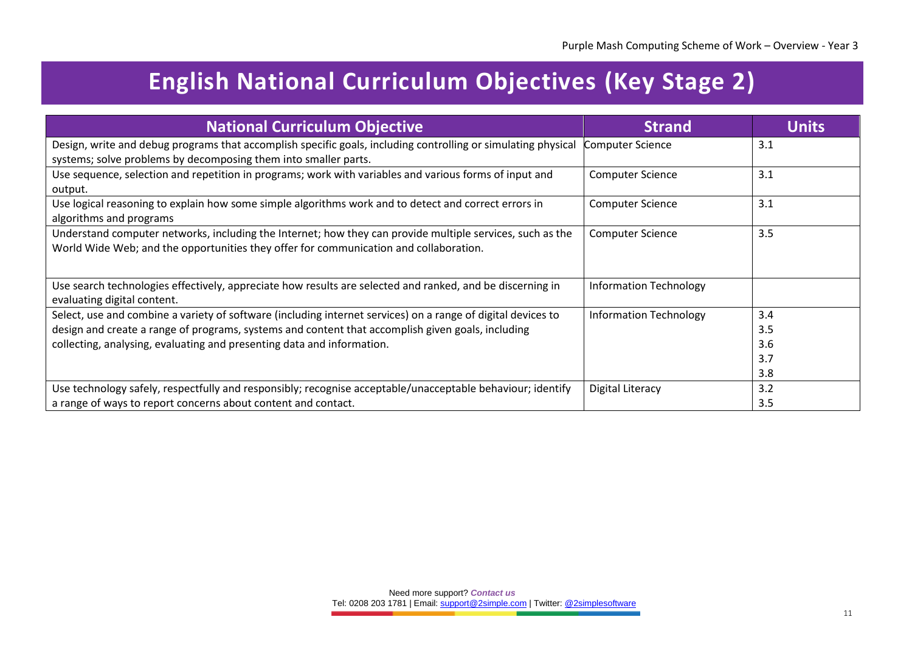# English National Curriculum Objectives (Key Stage 2)

| National Curriculum Objective | Strand | Units |
|---|---|---|
| Design, write and debug programs that accomplish specific goals, including controlling or simulating physical systems; solve problems by decomposing them into smaller parts. | Computer Science | 3.1 |
| Use sequence, selection and repetition in programs; work with variables and various forms of input and output. | Computer Science | 3.1 |
| Use logical reasoning to explain how some simple algorithms work and to detect and correct errors in algorithms and programs | Computer Science | 3.1 |
| Understand computer networks, including the Internet; how they can provide multiple services, such as the World Wide Web; and the opportunities they offer for communication and collaboration. | Computer Science | 3.5 |
| Use search technologies effectively, appreciate how results are selected and ranked, and be discerning in evaluating digital content. | Information Technology | |
| Select, use and combine a variety of software (including internet services) on a range of digital devices to design and create a range of programs, systems and content that accomplish given goals, including collecting, analysing, evaluating and presenting data and information. | Information Technology | 3.4<br>3.5<br>3.6<br>3.7<br>3.8 |
| Use technology safely, respectfully and responsibly; recognise acceptable/unacceptable behaviour; identify a range of ways to report concerns about content and contact. | Digital Literacy | 3.2<br>3.5 |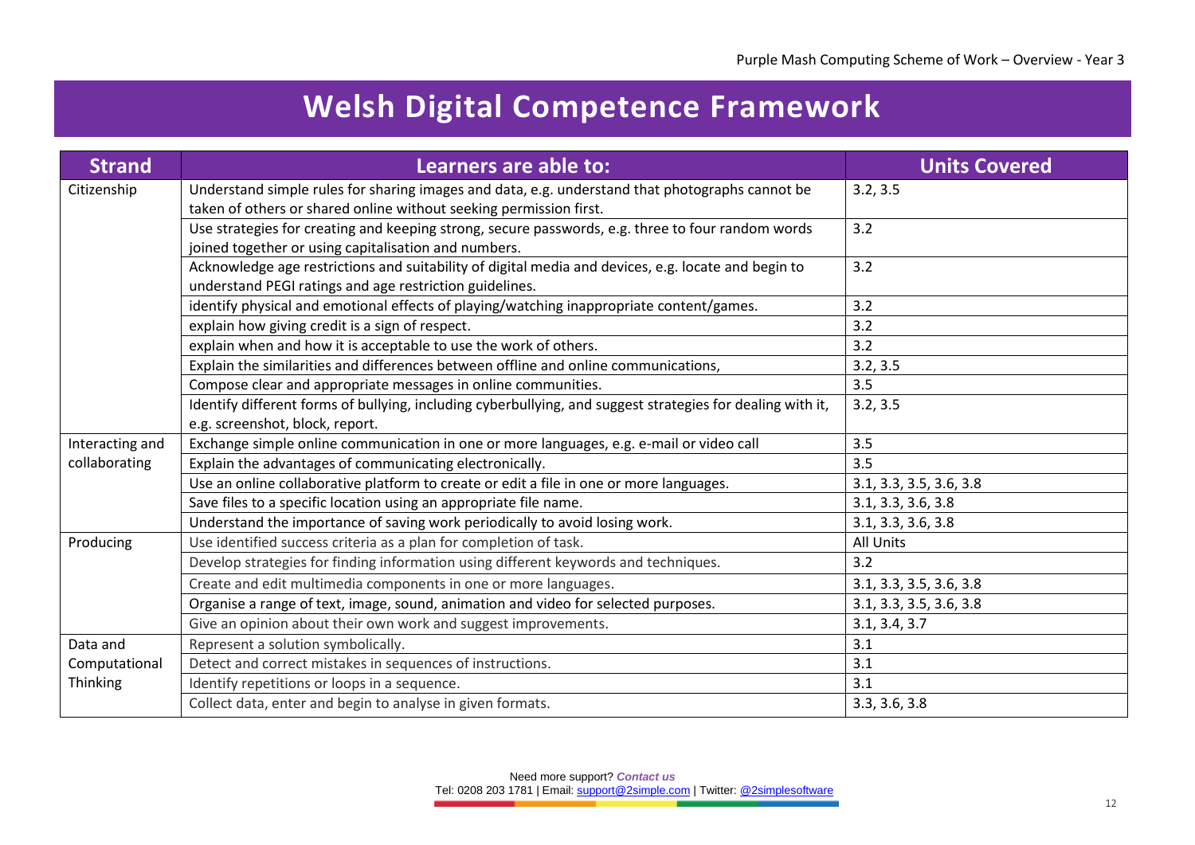# Welsh Digital Competence Framework

| Strand | Learners are able to: | Units Covered |
|---|---|---|
| Citizenship | Understand simple rules for sharing images and data, e.g. understand that photographs cannot be taken of others or shared online without seeking permission first. | 3.2, 3.5 |
| | Use strategies for creating and keeping strong, secure passwords, e.g. three to four random words joined together or using capitalisation and numbers. | 3.2 |
| | Acknowledge age restrictions and suitability of digital media and devices, e.g. locate and begin to understand PEGI ratings and age restriction guidelines. | 3.2 |
| | identify physical and emotional effects of playing/watching inappropriate content/games. | 3.2 |
| | explain how giving credit is a sign of respect. | 3.2 |
| | explain when and how it is acceptable to use the work of others. | 3.2 |
| | Explain the similarities and differences between offline and online communications, | 3.2, 3.5 |
| | Compose clear and appropriate messages in online communities. | 3.5 |
| | Identify different forms of bullying, including cyberbullying, and suggest strategies for dealing with it, e.g. screenshot, block, report. | 3.2, 3.5 |
| Interacting and collaborating | Exchange simple online communication in one or more languages, e.g. e-mail or video call | 3.5 |
| | Explain the advantages of communicating electronically. | 3.5 |
| | Use an online collaborative platform to create or edit a file in one or more languages. | 3.1, 3.3, 3.5, 3.6, 3.8 |
| | Save files to a specific location using an appropriate file name. | 3.1, 3.3, 3.6, 3.8 |
| | Understand the importance of saving work periodically to avoid losing work. | 3.1, 3.3, 3.6, 3.8 |
| Producing | Use identified success criteria as a plan for completion of task. | All Units |
| | Develop strategies for finding information using different keywords and techniques. | 3.2 |
| | Create and edit multimedia components in one or more languages. | 3.1, 3.3, 3.5, 3.6, 3.8 |
| | Organise a range of text, image, sound, animation and video for selected purposes. | 3.1, 3.3, 3.5, 3.6, 3.8 |
| | Give an opinion about their own work and suggest improvements. | 3.1, 3.4, 3.7 |
| Data and Computational Thinking | Represent a solution symbolically. | 3.1 |
| | Detect and correct mistakes in sequences of instructions. | 3.1 |
| | Identify repetitions or loops in a sequence. | 3.1 |
| | Collect data, enter and begin to analyse in given formats. | 3.3, 3.6, 3.8 |

Need more support? *Contact us*
Tel: 0208 203 1781 | Email: support@2simple.com | Twitter: @2simplesoftware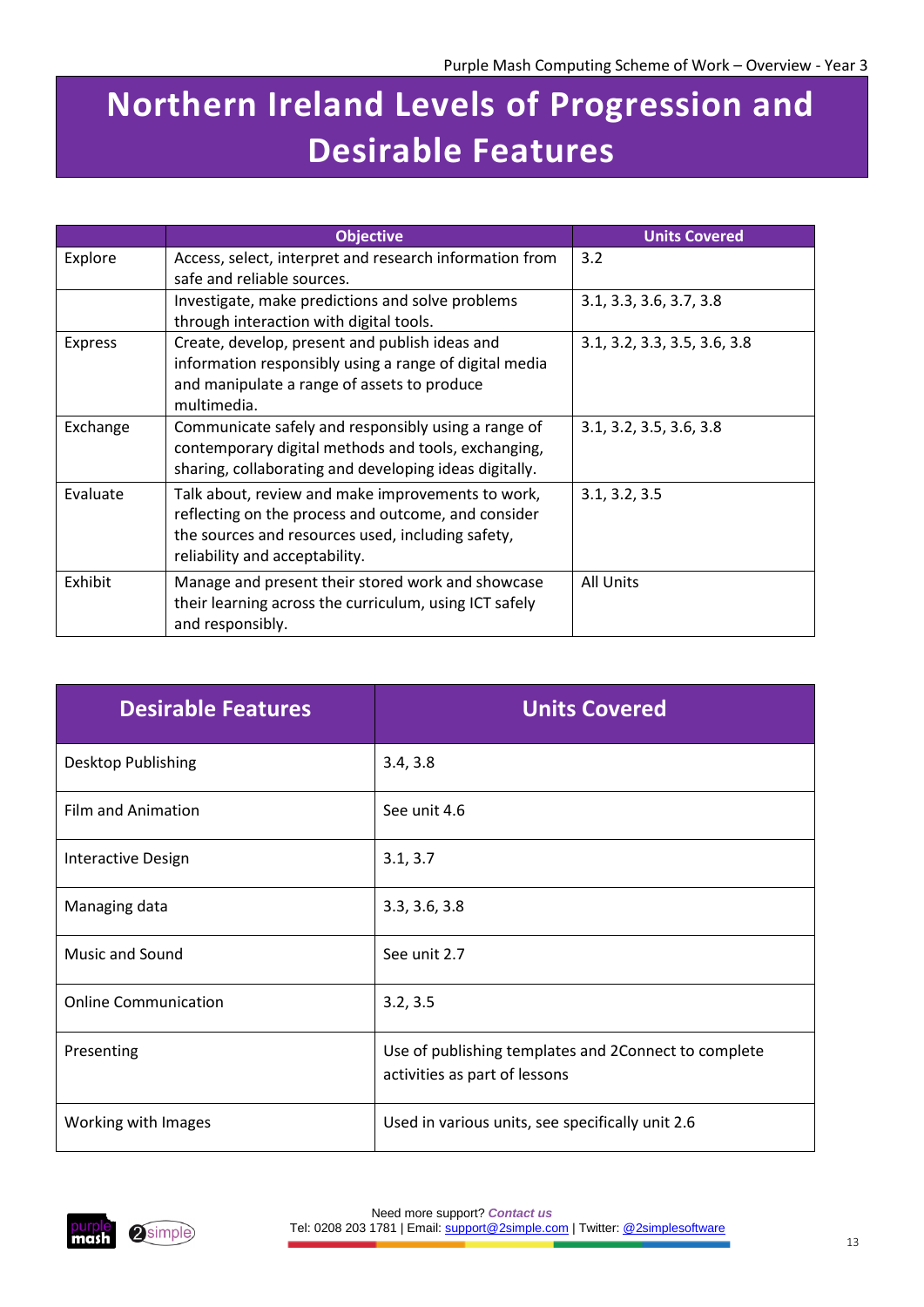# Northern Ireland Levels of Progression and Desirable Features

| | Objective | Units Covered |
|---|---|---|
| Explore | Access, select, interpret and research information from safe and reliable sources. | 3.2 |
| | Investigate, make predictions and solve problems through interaction with digital tools. | 3.1, 3.3, 3.6, 3.7, 3.8 |
| Express | Create, develop, present and publish ideas and information responsibly using a range of digital media and manipulate a range of assets to produce multimedia. | 3.1, 3.2, 3.3, 3.5, 3.6, 3.8 |
| Exchange | Communicate safely and responsibly using a range of contemporary digital methods and tools, exchanging, sharing, collaborating and developing ideas digitally. | 3.1, 3.2, 3.5, 3.6, 3.8 |
| Evaluate | Talk about, review and make improvements to work, reflecting on the process and outcome, and consider the sources and resources used, including safety, reliability and acceptability. | 3.1, 3.2, 3.5 |
| Exhibit | Manage and present their stored work and showcase their learning across the curriculum, using ICT safely and responsibly. | All Units |

| Desirable Features | Units Covered |
|---|---|
| Desktop Publishing | 3.4, 3.8 |
| Film and Animation | See unit 4.6 |
| Interactive Design | 3.1, 3.7 |
| Managing data | 3.3, 3.6, 3.8 |
| Music and Sound | See unit 2.7 |
| Online Communication | 3.2, 3.5 |
| Presenting | Use of publishing templates and 2Connect to complete activities as part of lessons |
| Working with Images | Used in various units, see specifically unit 2.6 |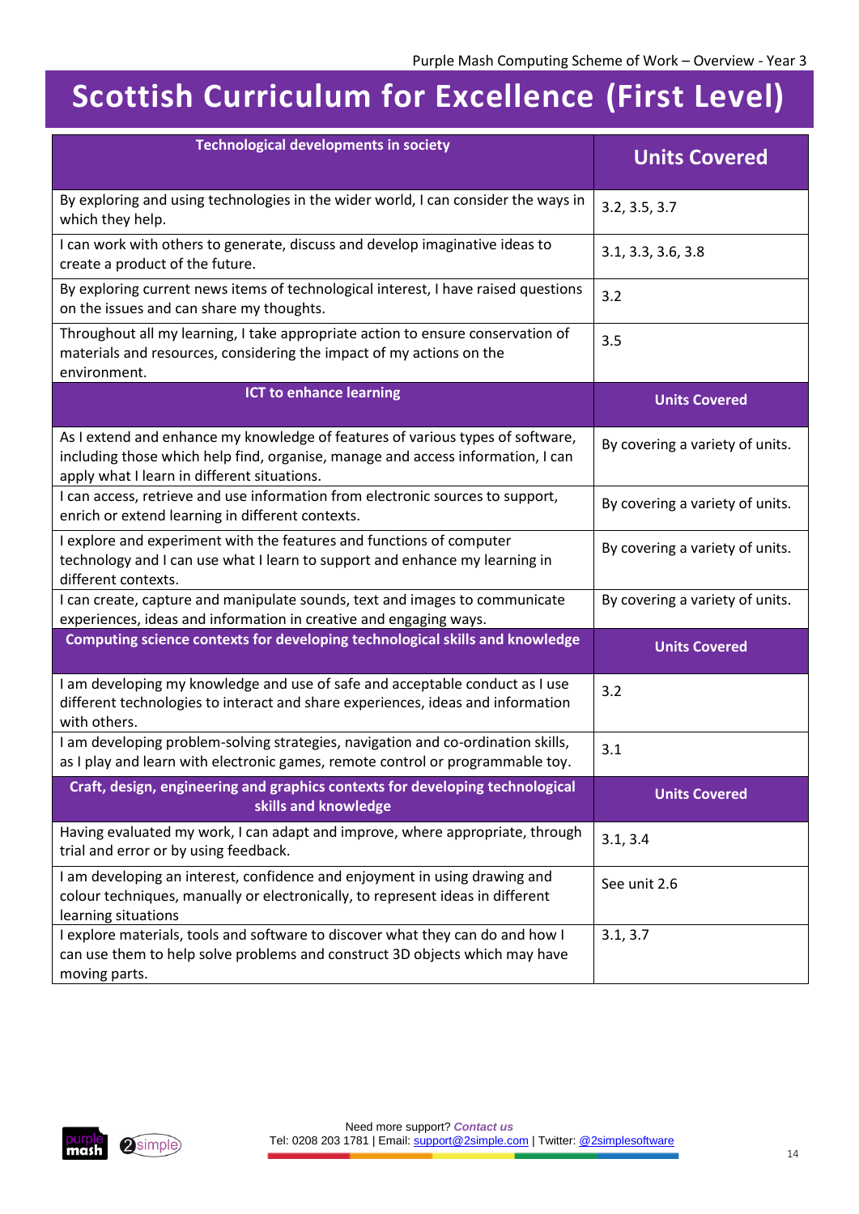# Scottish Curriculum for Excellence (First Level)

| Technological developments in society | Units Covered |
|---|---|
| By exploring and using technologies in the wider world, I can consider the ways in which they help. | 3.2, 3.5, 3.7 |
| I can work with others to generate, discuss and develop imaginative ideas to create a product of the future. | 3.1, 3.3, 3.6, 3.8 |
| By exploring current news items of technological interest, I have raised questions on the issues and can share my thoughts. | 3.2 |
| Throughout all my learning, I take appropriate action to ensure conservation of materials and resources, considering the impact of my actions on the environment. | 3.5 |
| **ICT to enhance learning** | **Units Covered** |
| As I extend and enhance my knowledge of features of various types of software, including those which help find, organise, manage and access information, I can apply what I learn in different situations. | By covering a variety of units. |
| I can access, retrieve and use information from electronic sources to support, enrich or extend learning in different contexts. | By covering a variety of units. |
| I explore and experiment with the features and functions of computer technology and I can use what I learn to support and enhance my learning in different contexts. | By covering a variety of units. |
| I can create, capture and manipulate sounds, text and images to communicate experiences, ideas and information in creative and engaging ways. | By covering a variety of units. |
| **Computing science contexts for developing technological skills and knowledge** | **Units Covered** |
| I am developing my knowledge and use of safe and acceptable conduct as I use different technologies to interact and share experiences, ideas and information with others. | 3.2 |
| I am developing problem-solving strategies, navigation and co-ordination skills, as I play and learn with electronic games, remote control or programmable toy. | 3.1 |
| **Craft, design, engineering and graphics contexts for developing technological skills and knowledge** | **Units Covered** |
| Having evaluated my work, I can adapt and improve, where appropriate, through trial and error or by using feedback. | 3.1, 3.4 |
| I am developing an interest, confidence and enjoyment in using drawing and colour techniques, manually or electronically, to represent ideas in different learning situations | See unit 2.6 |
| I explore materials, tools and software to discover what they can do and how I can use them to help solve problems and construct 3D objects which may have moving parts. | 3.1, 3.7 |